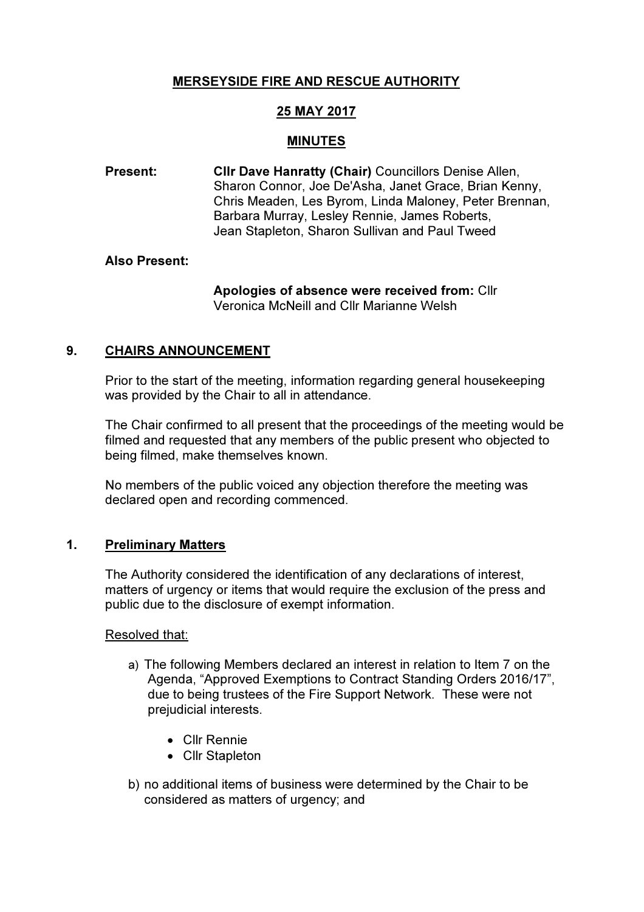**MERSEYSIDE FIRE AND RESCUE AUTHORITY**

**25 MAY 2017**

**MINUTES**

**Present:** **Cllr Dave Hanratty (Chair)** Councillors Denise Allen, Sharon Connor, Joe De'Asha, Janet Grace, Brian Kenny, Chris Meaden, Les Byrom, Linda Maloney, Peter Brennan, Barbara Murray, Lesley Rennie, James Roberts, Jean Stapleton, Sharon Sullivan and Paul Tweed

**Also Present:**

**Apologies of absence were received from:** Cllr Veronica McNeill and Cllr Marianne Welsh

## 9. CHAIRS ANNOUNCEMENT

Prior to the start of the meeting, information regarding general housekeeping was provided by the Chair to all in attendance.

The Chair confirmed to all present that the proceedings of the meeting would be filmed and requested that any members of the public present who objected to being filmed, make themselves known.

No members of the public voiced any objection therefore the meeting was declared open and recording commenced.

## 1. Preliminary Matters

The Authority considered the identification of any declarations of interest, matters of urgency or items that would require the exclusion of the press and public due to the disclosure of exempt information.

Resolved that:

a) The following Members declared an interest in relation to Item 7 on the Agenda, "Approved Exemptions to Contract Standing Orders 2016/17", due to being trustees of the Fire Support Network. These were not prejudicial interests.

- Cllr Rennie
- Cllr Stapleton

b) no additional items of business were determined by the Chair to be considered as matters of urgency; and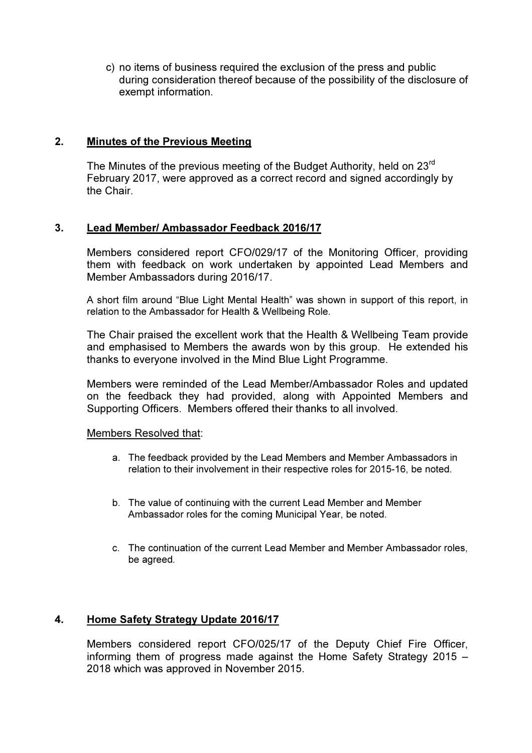c) no items of business required the exclusion of the press and public during consideration thereof because of the possibility of the disclosure of exempt information.

## 2. Minutes of the Previous Meeting

The Minutes of the previous meeting of the Budget Authority, held on 23rd February 2017, were approved as a correct record and signed accordingly by the Chair.

## 3. Lead Member/ Ambassador Feedback 2016/17

Members considered report CFO/029/17 of the Monitoring Officer, providing them with feedback on work undertaken by appointed Lead Members and Member Ambassadors during 2016/17.

A short film around "Blue Light Mental Health" was shown in support of this report, in relation to the Ambassador for Health & Wellbeing Role.

The Chair praised the excellent work that the Health & Wellbeing Team provide and emphasised to Members the awards won by this group. He extended his thanks to everyone involved in the Mind Blue Light Programme.

Members were reminded of the Lead Member/Ambassador Roles and updated on the feedback they had provided, along with Appointed Members and Supporting Officers. Members offered their thanks to all involved.

Members Resolved that:

a. The feedback provided by the Lead Members and Member Ambassadors in relation to their involvement in their respective roles for 2015-16, be noted.

b. The value of continuing with the current Lead Member and Member Ambassador roles for the coming Municipal Year, be noted.

c. The continuation of the current Lead Member and Member Ambassador roles, be agreed.

## 4. Home Safety Strategy Update 2016/17

Members considered report CFO/025/17 of the Deputy Chief Fire Officer, informing them of progress made against the Home Safety Strategy 2015 – 2018 which was approved in November 2015.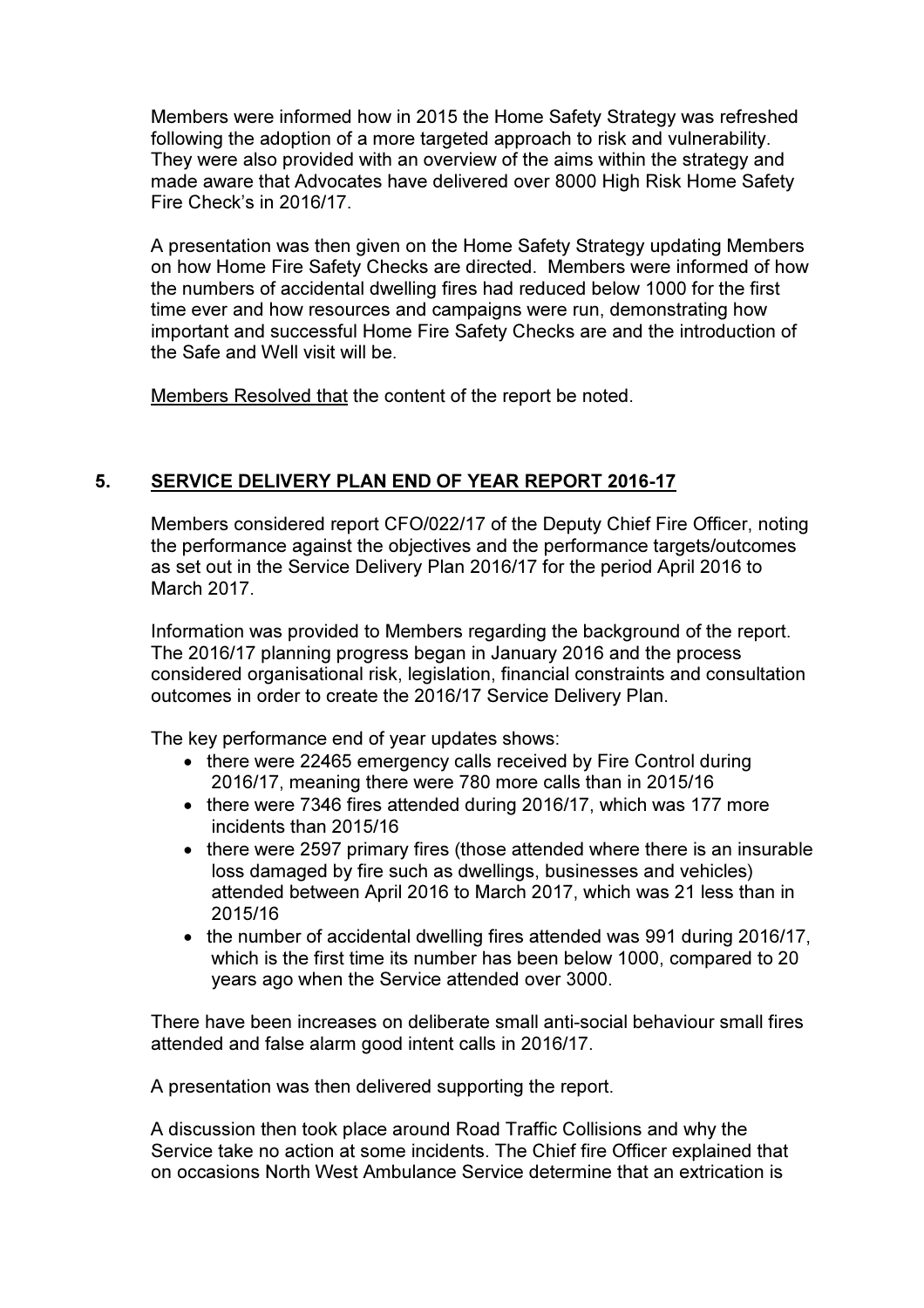Members were informed how in 2015 the Home Safety Strategy was refreshed following the adoption of a more targeted approach to risk and vulnerability. They were also provided with an overview of the aims within the strategy and made aware that Advocates have delivered over 8000 High Risk Home Safety Fire Check's in 2016/17.

A presentation was then given on the Home Safety Strategy updating Members on how Home Fire Safety Checks are directed. Members were informed of how the numbers of accidental dwelling fires had reduced below 1000 for the first time ever and how resources and campaigns were run, demonstrating how important and successful Home Fire Safety Checks are and the introduction of the Safe and Well visit will be.

Members Resolved that the content of the report be noted.

## 5. SERVICE DELIVERY PLAN END OF YEAR REPORT 2016-17

Members considered report CFO/022/17 of the Deputy Chief Fire Officer, noting the performance against the objectives and the performance targets/outcomes as set out in the Service Delivery Plan 2016/17 for the period April 2016 to March 2017.

Information was provided to Members regarding the background of the report. The 2016/17 planning progress began in January 2016 and the process considered organisational risk, legislation, financial constraints and consultation outcomes in order to create the 2016/17 Service Delivery Plan.

The key performance end of year updates shows:

- there were 22465 emergency calls received by Fire Control during 2016/17, meaning there were 780 more calls than in 2015/16
- there were 7346 fires attended during 2016/17, which was 177 more incidents than 2015/16
- there were 2597 primary fires (those attended where there is an insurable loss damaged by fire such as dwellings, businesses and vehicles) attended between April 2016 to March 2017, which was 21 less than in 2015/16
- the number of accidental dwelling fires attended was 991 during 2016/17, which is the first time its number has been below 1000, compared to 20 years ago when the Service attended over 3000.

There have been increases on deliberate small anti-social behaviour small fires attended and false alarm good intent calls in 2016/17.

A presentation was then delivered supporting the report.

A discussion then took place around Road Traffic Collisions and why the Service take no action at some incidents. The Chief fire Officer explained that on occasions North West Ambulance Service determine that an extrication is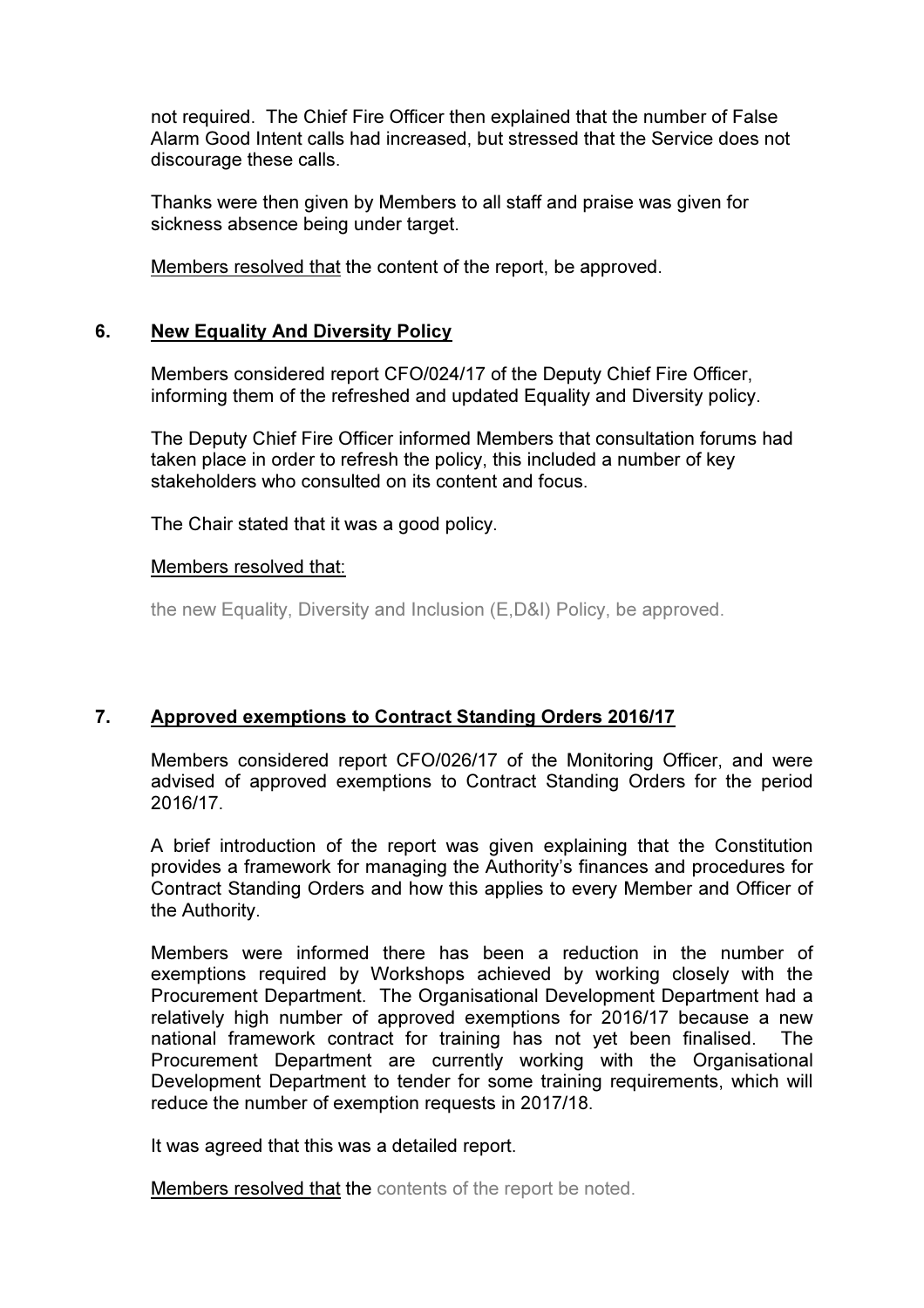not required. The Chief Fire Officer then explained that the number of False Alarm Good Intent calls had increased, but stressed that the Service does not discourage these calls.

Thanks were then given by Members to all staff and praise was given for sickness absence being under target.

Members resolved that the content of the report, be approved.

## 6. New Equality And Diversity Policy

Members considered report CFO/024/17 of the Deputy Chief Fire Officer, informing them of the refreshed and updated Equality and Diversity policy.

The Deputy Chief Fire Officer informed Members that consultation forums had taken place in order to refresh the policy, this included a number of key stakeholders who consulted on its content and focus.

The Chair stated that it was a good policy.

Members resolved that:

the new Equality, Diversity and Inclusion (E,D&I) Policy, be approved.

## 7. Approved exemptions to Contract Standing Orders 2016/17

Members considered report CFO/026/17 of the Monitoring Officer, and were advised of approved exemptions to Contract Standing Orders for the period 2016/17.

A brief introduction of the report was given explaining that the Constitution provides a framework for managing the Authority's finances and procedures for Contract Standing Orders and how this applies to every Member and Officer of the Authority.

Members were informed there has been a reduction in the number of exemptions required by Workshops achieved by working closely with the Procurement Department. The Organisational Development Department had a relatively high number of approved exemptions for 2016/17 because a new national framework contract for training has not yet been finalised. The Procurement Department are currently working with the Organisational Development Department to tender for some training requirements, which will reduce the number of exemption requests in 2017/18.

It was agreed that this was a detailed report.

Members resolved that the contents of the report be noted.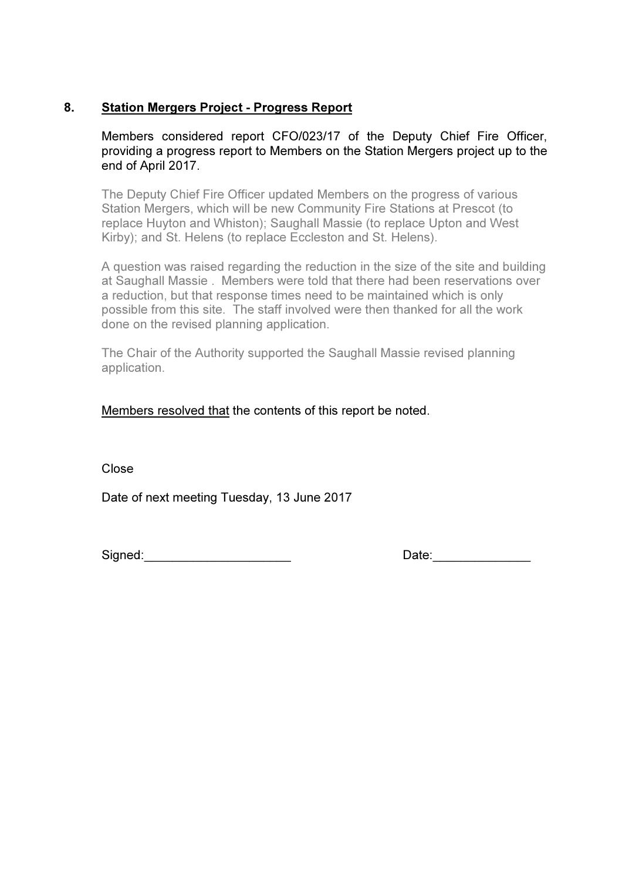## 8. Station Mergers Project - Progress Report

Members considered report CFO/023/17 of the Deputy Chief Fire Officer, providing a progress report to Members on the Station Mergers project up to the end of April 2017.

The Deputy Chief Fire Officer updated Members on the progress of various Station Mergers, which will be new Community Fire Stations at Prescot (to replace Huyton and Whiston); Saughall Massie (to replace Upton and West Kirby); and St. Helens (to replace Eccleston and St. Helens).

A question was raised regarding the reduction in the size of the site and building at Saughall Massie . Members were told that there had been reservations over a reduction, but that response times need to be maintained which is only possible from this site. The staff involved were then thanked for all the work done on the revised planning application.

The Chair of the Authority supported the Saughall Massie revised planning application.

Members resolved that the contents of this report be noted.

Close

Date of next meeting Tuesday, 13 June 2017

Signed:_____________________ Date:______________